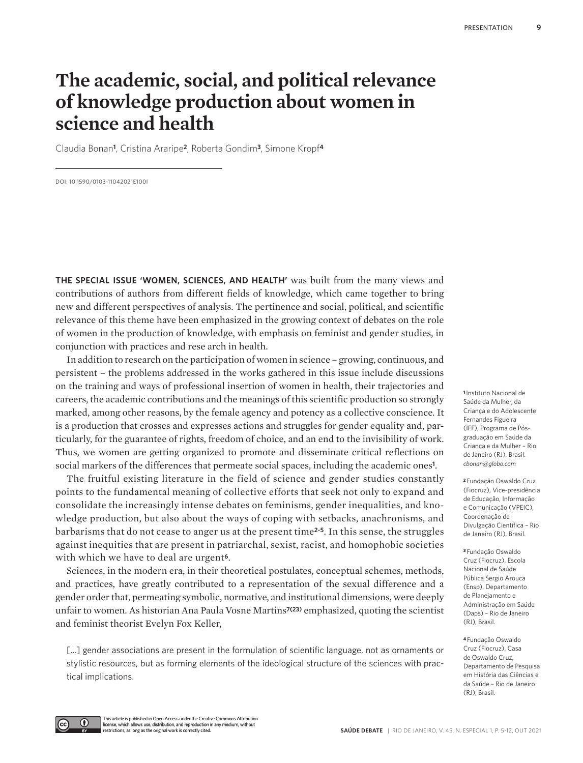# The academic, social, and political relevance of knowledge production about women in science and health

Claudia Bonan[1], Cristina Araripe[2], Roberta Gondim[3], Simone Kropf[4]

DOI: 10.1590/0103-11042021E100I

**THE SPECIAL ISSUE 'WOMEN, SCIENCES, AND HEALTH'** was built from the many views and contributions of authors from different fields of knowledge, which came together to bring new and different perspectives of analysis. The pertinence and social, political, and scientific relevance of this theme have been emphasized in the growing context of debates on the role of women in the production of knowledge, with emphasis on feminist and gender studies, in conjunction with practices and rese arch in health.

In addition to research on the participation of women in science – growing, continuous, and persistent – the problems addressed in the works gathered in this issue include discussions on the training and ways of professional insertion of women in health, their trajectories and careers, the academic contributions and the meanings of this scientific production so strongly marked, among other reasons, by the female agency and potency as a collective conscience. It is a production that crosses and expresses actions and struggles for gender equality and, particularly, for the guarantee of rights, freedom of choice, and an end to the invisibility of work. Thus, we women are getting organized to promote and disseminate critical reflections on social markers of the differences that permeate social spaces, including the academic ones[1].

The fruitful existing literature in the field of science and gender studies constantly points to the fundamental meaning of collective efforts that seek not only to expand and consolidate the increasingly intense debates on feminisms, gender inequalities, and knowledge production, but also about the ways of coping with setbacks, anachronisms, and barbarisms that do not cease to anger us at the present time[2-5]. In this sense, the struggles against inequities that are present in patriarchal, sexist, racist, and homophobic societies with which we have to deal are urgent[6].

Sciences, in the modern era, in their theoretical postulates, conceptual schemes, methods, and practices, have greatly contributed to a representation of the sexual difference and a gender order that, permeating symbolic, normative, and institutional dimensions, were deeply unfair to women. As historian Ana Paula Vosne Martins[7(23)] emphasized, quoting the scientist and feminist theorist Evelyn Fox Keller,

> [...] gender associations are present in the formulation of scientific language, not as ornaments or stylistic resources, but as forming elements of the ideological structure of the sciences with practical implications.

[1] Instituto Nacional de Saúde da Mulher, da Criança e do Adolescente Fernandes Figueira (IFF), Programa de Pós-graduação em Saúde da Criança e da Mulher – Rio de Janeiro (RJ), Brasil. *cbonan@globo.com*

[2] Fundação Oswaldo Cruz (Fiocruz), Vice-presidência de Educação, Informação e Comunicação (VPEIC), Coordenação de Divulgação Científica – Rio de Janeiro (RJ), Brasil.

[3] Fundação Oswaldo Cruz (Fiocruz), Escola Nacional de Saúde Pública Sergio Arouca (Ensp), Departamento de Planejamento e Administração em Saúde (Daps) – Rio de Janeiro (RJ), Brasil.

[4] Fundação Oswaldo Cruz (Fiocruz), Casa de Oswaldo Cruz, Departamento de Pesquisa em História das Ciências e da Saúde – Rio de Janeiro (RJ), Brasil.

This article is published in Open Access under the Creative Commons Attribution license, which allows use, distribution, and reproduction in any medium, without restrictions, as long as the original work is correctly cited.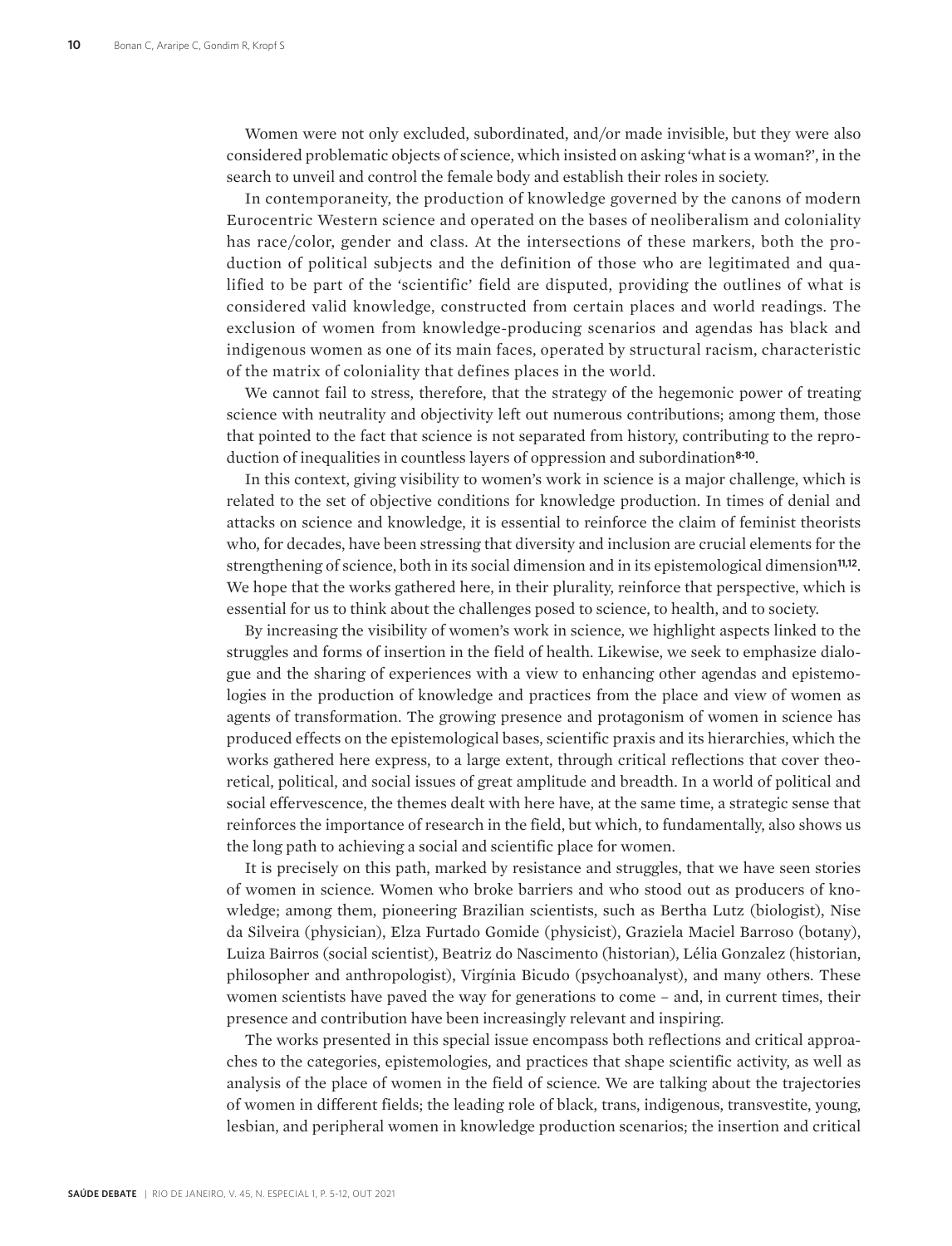Women were not only excluded, subordinated, and/or made invisible, but they were also considered problematic objects of science, which insisted on asking 'what is a woman?', in the search to unveil and control the female body and establish their roles in society.

In contemporaneity, the production of knowledge governed by the canons of modern Eurocentric Western science and operated on the bases of neoliberalism and coloniality has race/color, gender and class. At the intersections of these markers, both the production of political subjects and the definition of those who are legitimated and qualified to be part of the 'scientific' field are disputed, providing the outlines of what is considered valid knowledge, constructed from certain places and world readings. The exclusion of women from knowledge-producing scenarios and agendas has black and indigenous women as one of its main faces, operated by structural racism, characteristic of the matrix of coloniality that defines places in the world.

We cannot fail to stress, therefore, that the strategy of the hegemonic power of treating science with neutrality and objectivity left out numerous contributions; among them, those that pointed to the fact that science is not separated from history, contributing to the reproduction of inequalities in countless layers of oppression and subordination[8-10].

In this context, giving visibility to women's work in science is a major challenge, which is related to the set of objective conditions for knowledge production. In times of denial and attacks on science and knowledge, it is essential to reinforce the claim of feminist theorists who, for decades, have been stressing that diversity and inclusion are crucial elements for the strengthening of science, both in its social dimension and in its epistemological dimension[11,12]. We hope that the works gathered here, in their plurality, reinforce that perspective, which is essential for us to think about the challenges posed to science, to health, and to society.

By increasing the visibility of women's work in science, we highlight aspects linked to the struggles and forms of insertion in the field of health. Likewise, we seek to emphasize dialogue and the sharing of experiences with a view to enhancing other agendas and epistemologies in the production of knowledge and practices from the place and view of women as agents of transformation. The growing presence and protagonism of women in science has produced effects on the epistemological bases, scientific praxis and its hierarchies, which the works gathered here express, to a large extent, through critical reflections that cover theoretical, political, and social issues of great amplitude and breadth. In a world of political and social effervescence, the themes dealt with here have, at the same time, a strategic sense that reinforces the importance of research in the field, but which, to fundamentally, also shows us the long path to achieving a social and scientific place for women.

It is precisely on this path, marked by resistance and struggles, that we have seen stories of women in science. Women who broke barriers and who stood out as producers of knowledge; among them, pioneering Brazilian scientists, such as Bertha Lutz (biologist), Nise da Silveira (physician), Elza Furtado Gomide (physicist), Graziela Maciel Barroso (botany), Luiza Bairros (social scientist), Beatriz do Nascimento (historian), Lélia Gonzalez (historian, philosopher and anthropologist), Virgínia Bicudo (psychoanalyst), and many others. These women scientists have paved the way for generations to come – and, in current times, their presence and contribution have been increasingly relevant and inspiring.

The works presented in this special issue encompass both reflections and critical approaches to the categories, epistemologies, and practices that shape scientific activity, as well as analysis of the place of women in the field of science. We are talking about the trajectories of women in different fields; the leading role of black, trans, indigenous, transvestite, young, lesbian, and peripheral women in knowledge production scenarios; the insertion and critical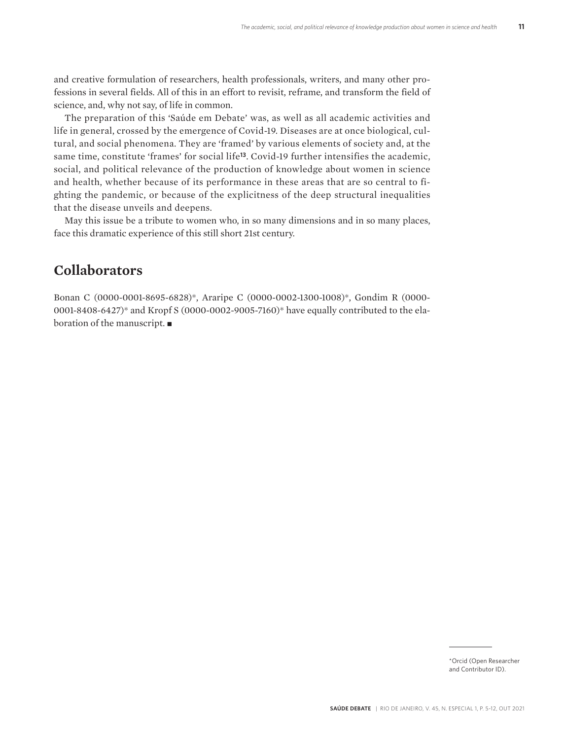and creative formulation of researchers, health professionals, writers, and many other professions in several fields. All of this in an effort to revisit, reframe, and transform the field of science, and, why not say, of life in common.

The preparation of this 'Saúde em Debate' was, as well as all academic activities and life in general, crossed by the emergence of Covid-19. Diseases are at once biological, cultural, and social phenomena. They are 'framed' by various elements of society and, at the same time, constitute 'frames' for social life[13]. Covid-19 further intensifies the academic, social, and political relevance of the production of knowledge about women in science and health, whether because of its performance in these areas that are so central to fighting the pandemic, or because of the explicitness of the deep structural inequalities that the disease unveils and deepens.

May this issue be a tribute to women who, in so many dimensions and in so many places, face this dramatic experience of this still short 21st century.

## Collaborators

Bonan C (0000-0001-8695-6828)*, Araripe C (0000-0002-1300-1008)*, Gondim R (0000-0001-8408-6427)* and Kropf S (0000-0002-9005-7160)* have equally contributed to the elaboration of the manuscript. ■

*Orcid (Open Researcher and Contributor ID).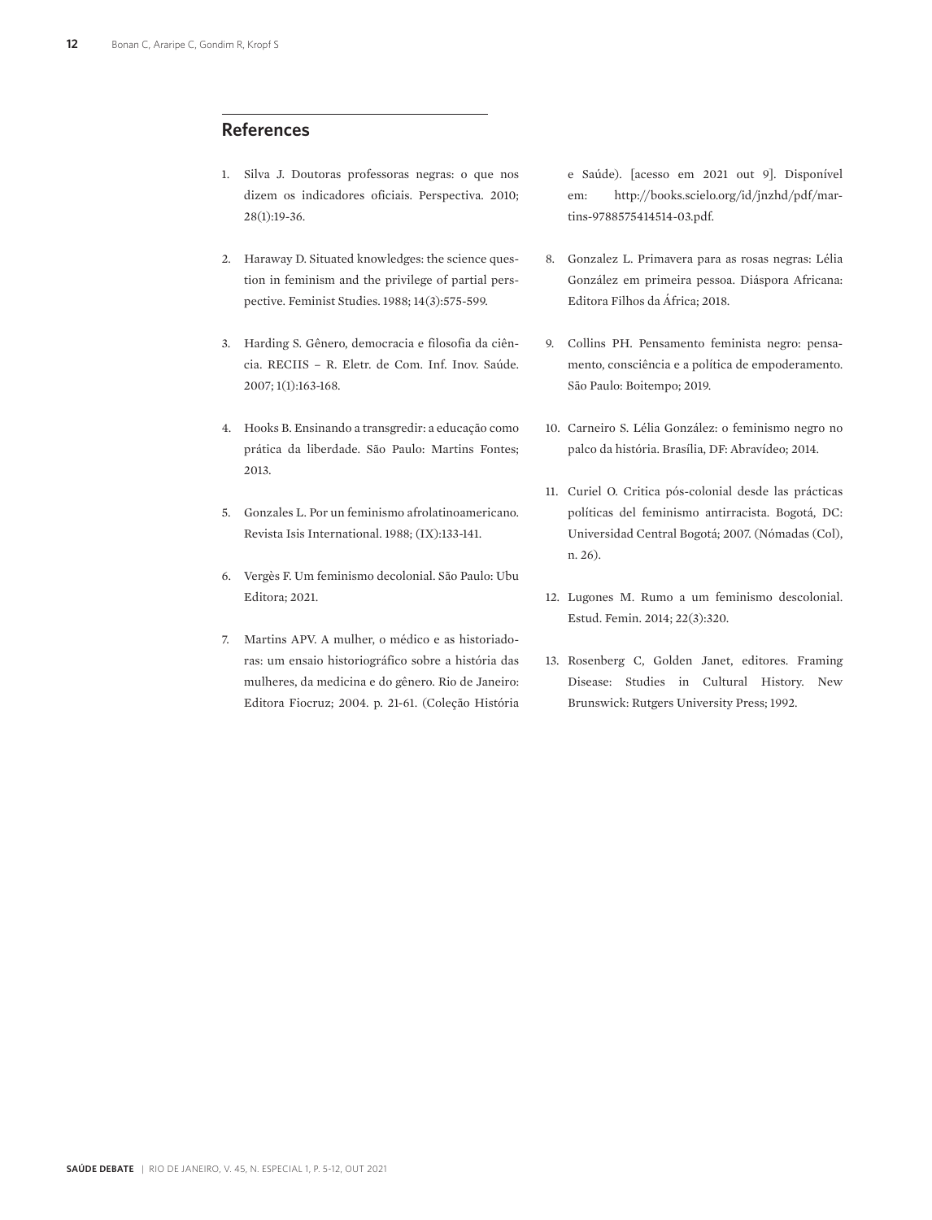## References

1. Silva J. Doutoras professoras negras: o que nos dizem os indicadores oficiais. Perspectiva. 2010; 28(1):19-36.

2. Haraway D. Situated knowledges: the science question in feminism and the privilege of partial perspective. Feminist Studies. 1988; 14(3):575-599.

3. Harding S. Gênero, democracia e filosofia da ciência. RECIIS – R. Eletr. de Com. Inf. Inov. Saúde. 2007; 1(1):163-168.

4. Hooks B. Ensinando a transgredir: a educação como prática da liberdade. São Paulo: Martins Fontes; 2013.

5. Gonzales L. Por un feminismo afrolatinoamericano. Revista Isis International. 1988; (IX):133-141.

6. Vergès F. Um feminismo decolonial. São Paulo: Ubu Editora; 2021.

7. Martins APV. A mulher, o médico e as historiadoras: um ensaio historiográfico sobre a história das mulheres, da medicina e do gênero. Rio de Janeiro: Editora Fiocruz; 2004. p. 21-61. (Coleção História e Saúde). [acesso em 2021 out 9]. Disponível em: http://books.scielo.org/id/jnzhd/pdf/martins-9788575414514-03.pdf.

8. Gonzalez L. Primavera para as rosas negras: Lélia González em primeira pessoa. Diáspora Africana: Editora Filhos da África; 2018.

9. Collins PH. Pensamento feminista negro: pensamento, consciência e a política de empoderamento. São Paulo: Boitempo; 2019.

10. Carneiro S. Lélia González: o feminismo negro no palco da história. Brasília, DF: Abravídeo; 2014.

11. Curiel O. Critica pós-colonial desde las prácticas políticas del feminismo antirracista. Bogotá, DC: Universidad Central Bogotá; 2007. (Nómadas (Col), n. 26).

12. Lugones M. Rumo a um feminismo descolonial. Estud. Femin. 2014; 22(3):320.

13. Rosenberg C, Golden Janet, editores. Framing Disease: Studies in Cultural History. New Brunswick: Rutgers University Press; 1992.